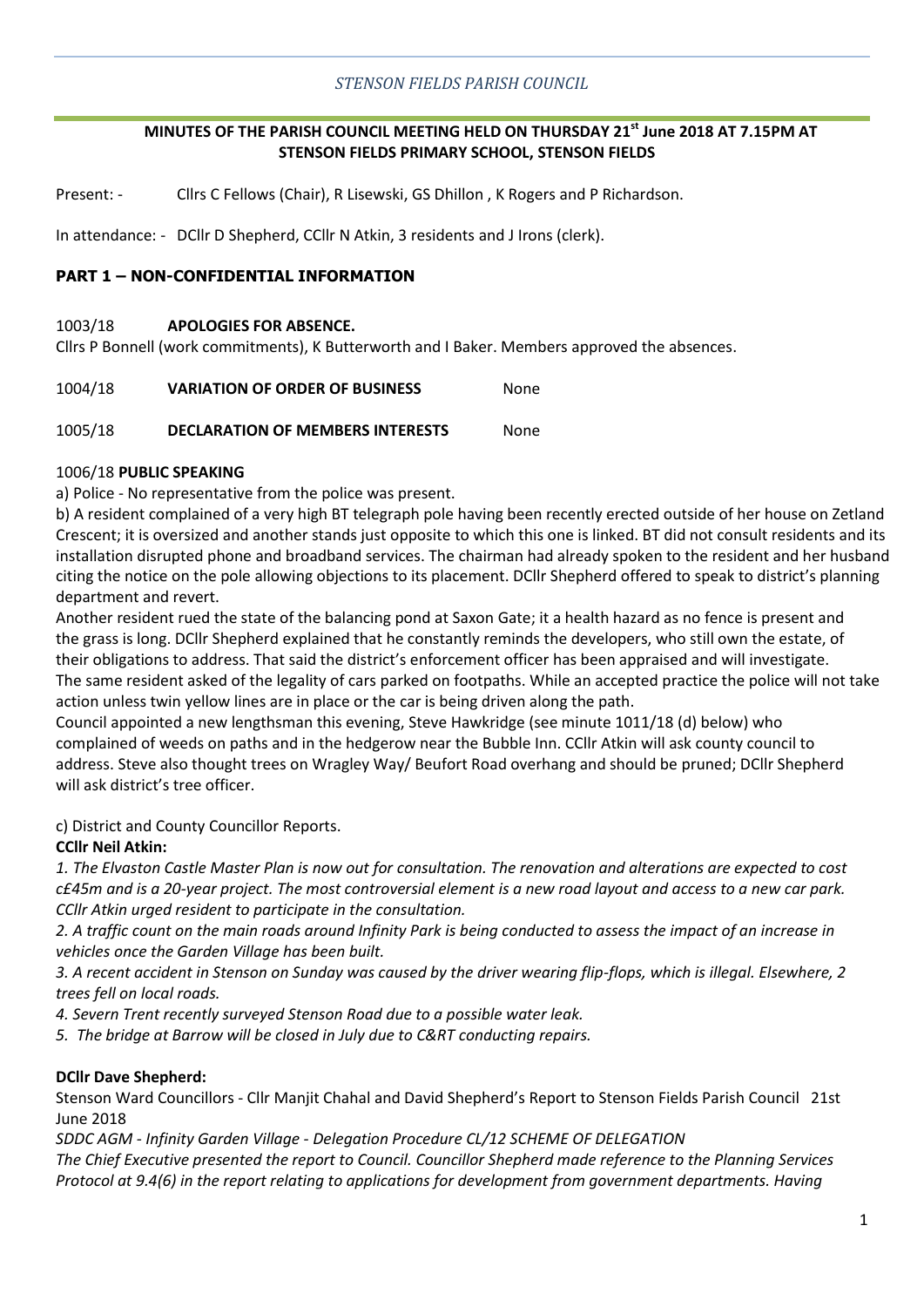*STENSON FIELDS PARISH COUNCIL*

**MINUTES OF THE PARISH COUNCIL MEETING HELD ON THURSDAY 21st June 2018 AT 7.15PM AT STENSON FIELDS PRIMARY SCHOOL, STENSON FIELDS**

Present: - Cllrs C Fellows (Chair), R Lisewski, GS Dhillon , K Rogers and P Richardson.

In attendance: - DCllr D Shepherd, CCllr N Atkin, 3 residents and J Irons (clerk).

## PART 1 – NON-CONFIDENTIAL INFORMATION

1003/18 **APOLOGIES FOR ABSENCE.**

Cllrs P Bonnell (work commitments), K Butterworth and I Baker. Members approved the absences.

1004/18 **VARIATION OF ORDER OF BUSINESS** None

1005/18 **DECLARATION OF MEMBERS INTERESTS** None

1006/18 **PUBLIC SPEAKING**

a) Police - No representative from the police was present.

b) A resident complained of a very high BT telegraph pole having been recently erected outside of her house on Zetland Crescent; it is oversized and another stands just opposite to which this one is linked. BT did not consult residents and its installation disrupted phone and broadband services. The chairman had already spoken to the resident and her husband citing the notice on the pole allowing objections to its placement. DCllr Shepherd offered to speak to district's planning department and revert.

Another resident rued the state of the balancing pond at Saxon Gate; it a health hazard as no fence is present and the grass is long. DCllr Shepherd explained that he constantly reminds the developers, who still own the estate, of their obligations to address. That said the district's enforcement officer has been appraised and will investigate.

The same resident asked of the legality of cars parked on footpaths. While an accepted practice the police will not take action unless twin yellow lines are in place or the car is being driven along the path.

Council appointed a new lengthsman this evening, Steve Hawkridge (see minute 1011/18 (d) below) who complained of weeds on paths and in the hedgerow near the Bubble Inn. CCllr Atkin will ask county council to address. Steve also thought trees on Wragley Way/ Beufort Road overhang and should be pruned; DCllr Shepherd will ask district's tree officer.

c) District and County Councillor Reports.

**CCllr Neil Atkin:**

*1. The Elvaston Castle Master Plan is now out for consultation. The renovation and alterations are expected to cost c£45m and is a 20-year project. The most controversial element is a new road layout and access to a new car park. CCllr Atkin urged resident to participate in the consultation.*

*2. A traffic count on the main roads around Infinity Park is being conducted to assess the impact of an increase in vehicles once the Garden Village has been built.*

*3. A recent accident in Stenson on Sunday was caused by the driver wearing flip-flops, which is illegal. Elsewhere, 2 trees fell on local roads.*

*4. Severn Trent recently surveyed Stenson Road due to a possible water leak.*

*5. The bridge at Barrow will be closed in July due to C&RT conducting repairs.*

**DCllr Dave Shepherd:**

Stenson Ward Councillors - Cllr Manjit Chahal and David Shepherd's Report to Stenson Fields Parish Council 21st June 2018

*SDDC AGM - Infinity Garden Village - Delegation Procedure CL/12 SCHEME OF DELEGATION*

*The Chief Executive presented the report to Council. Councillor Shepherd made reference to the Planning Services Protocol at 9.4(6) in the report relating to applications for development from government departments. Having*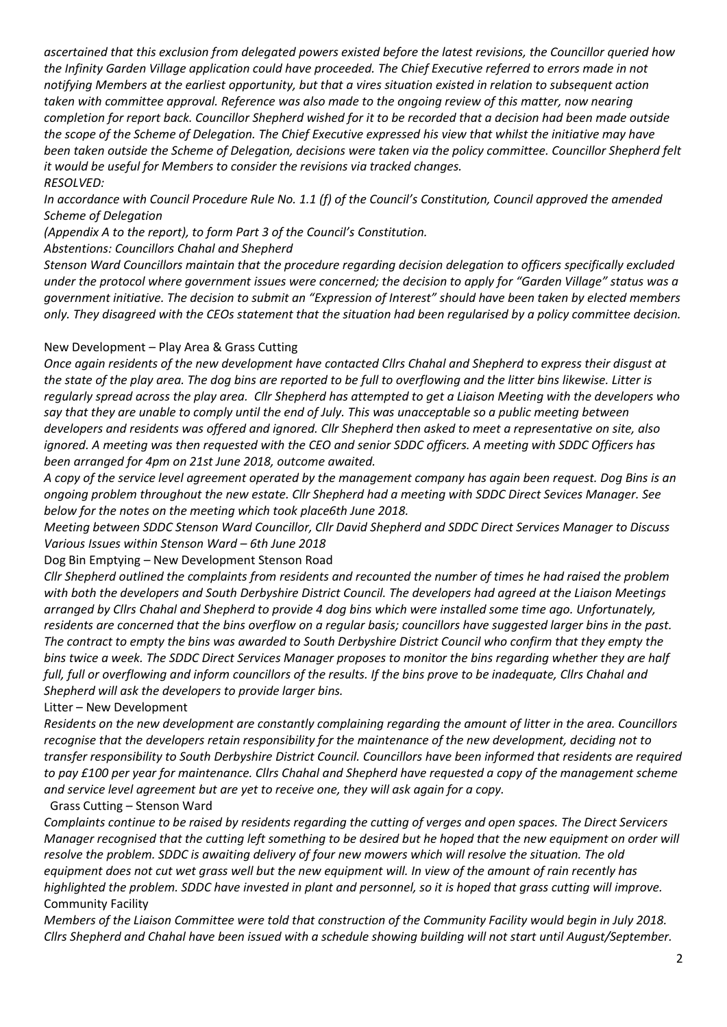*ascertained that this exclusion from delegated powers existed before the latest revisions, the Councillor queried how the Infinity Garden Village application could have proceeded. The Chief Executive referred to errors made in not notifying Members at the earliest opportunity, but that a vires situation existed in relation to subsequent action taken with committee approval. Reference was also made to the ongoing review of this matter, now nearing completion for report back. Councillor Shepherd wished for it to be recorded that a decision had been made outside the scope of the Scheme of Delegation. The Chief Executive expressed his view that whilst the initiative may have been taken outside the Scheme of Delegation, decisions were taken via the policy committee. Councillor Shepherd felt it would be useful for Members to consider the revisions via tracked changes.*

*RESOLVED:*

*In accordance with Council Procedure Rule No. 1.1 (f) of the Council's Constitution, Council approved the amended Scheme of Delegation*

*(Appendix A to the report), to form Part 3 of the Council's Constitution.*

*Abstentions: Councillors Chahal and Shepherd*

*Stenson Ward Councillors maintain that the procedure regarding decision delegation to officers specifically excluded under the protocol where government issues were concerned; the decision to apply for "Garden Village" status was a government initiative. The decision to submit an "Expression of Interest" should have been taken by elected members only. They disagreed with the CEOs statement that the situation had been regularised by a policy committee decision.*

New Development – Play Area & Grass Cutting

*Once again residents of the new development have contacted Cllrs Chahal and Shepherd to express their disgust at the state of the play area. The dog bins are reported to be full to overflowing and the litter bins likewise. Litter is regularly spread across the play area. Cllr Shepherd has attempted to get a Liaison Meeting with the developers who say that they are unable to comply until the end of July. This was unacceptable so a public meeting between developers and residents was offered and ignored. Cllr Shepherd then asked to meet a representative on site, also ignored. A meeting was then requested with the CEO and senior SDDC officers. A meeting with SDDC Officers has been arranged for 4pm on 21st June 2018, outcome awaited.*

*A copy of the service level agreement operated by the management company has again been request. Dog Bins is an ongoing problem throughout the new estate. Cllr Shepherd had a meeting with SDDC Direct Sevices Manager. See below for the notes on the meeting which took place6th June 2018.*

*Meeting between SDDC Stenson Ward Councillor, Cllr David Shepherd and SDDC Direct Services Manager to Discuss Various Issues within Stenson Ward – 6th June 2018*

Dog Bin Emptying – New Development Stenson Road

*Cllr Shepherd outlined the complaints from residents and recounted the number of times he had raised the problem with both the developers and South Derbyshire District Council. The developers had agreed at the Liaison Meetings arranged by Cllrs Chahal and Shepherd to provide 4 dog bins which were installed some time ago. Unfortunately, residents are concerned that the bins overflow on a regular basis; councillors have suggested larger bins in the past. The contract to empty the bins was awarded to South Derbyshire District Council who confirm that they empty the bins twice a week. The SDDC Direct Services Manager proposes to monitor the bins regarding whether they are half full, full or overflowing and inform councillors of the results. If the bins prove to be inadequate, Cllrs Chahal and Shepherd will ask the developers to provide larger bins.*

Litter – New Development

*Residents on the new development are constantly complaining regarding the amount of litter in the area. Councillors recognise that the developers retain responsibility for the maintenance of the new development, deciding not to transfer responsibility to South Derbyshire District Council. Councillors have been informed that residents are required to pay £100 per year for maintenance. Cllrs Chahal and Shepherd have requested a copy of the management scheme and service level agreement but are yet to receive one, they will ask again for a copy.*

Grass Cutting – Stenson Ward

*Complaints continue to be raised by residents regarding the cutting of verges and open spaces. The Direct Servicers Manager recognised that the cutting left something to be desired but he hoped that the new equipment on order will resolve the problem. SDDC is awaiting delivery of four new mowers which will resolve the situation. The old equipment does not cut wet grass well but the new equipment will. In view of the amount of rain recently has highlighted the problem. SDDC have invested in plant and personnel, so it is hoped that grass cutting will improve.*

Community Facility

*Members of the Liaison Committee were told that construction of the Community Facility would begin in July 2018. Cllrs Shepherd and Chahal have been issued with a schedule showing building will not start until August/September.*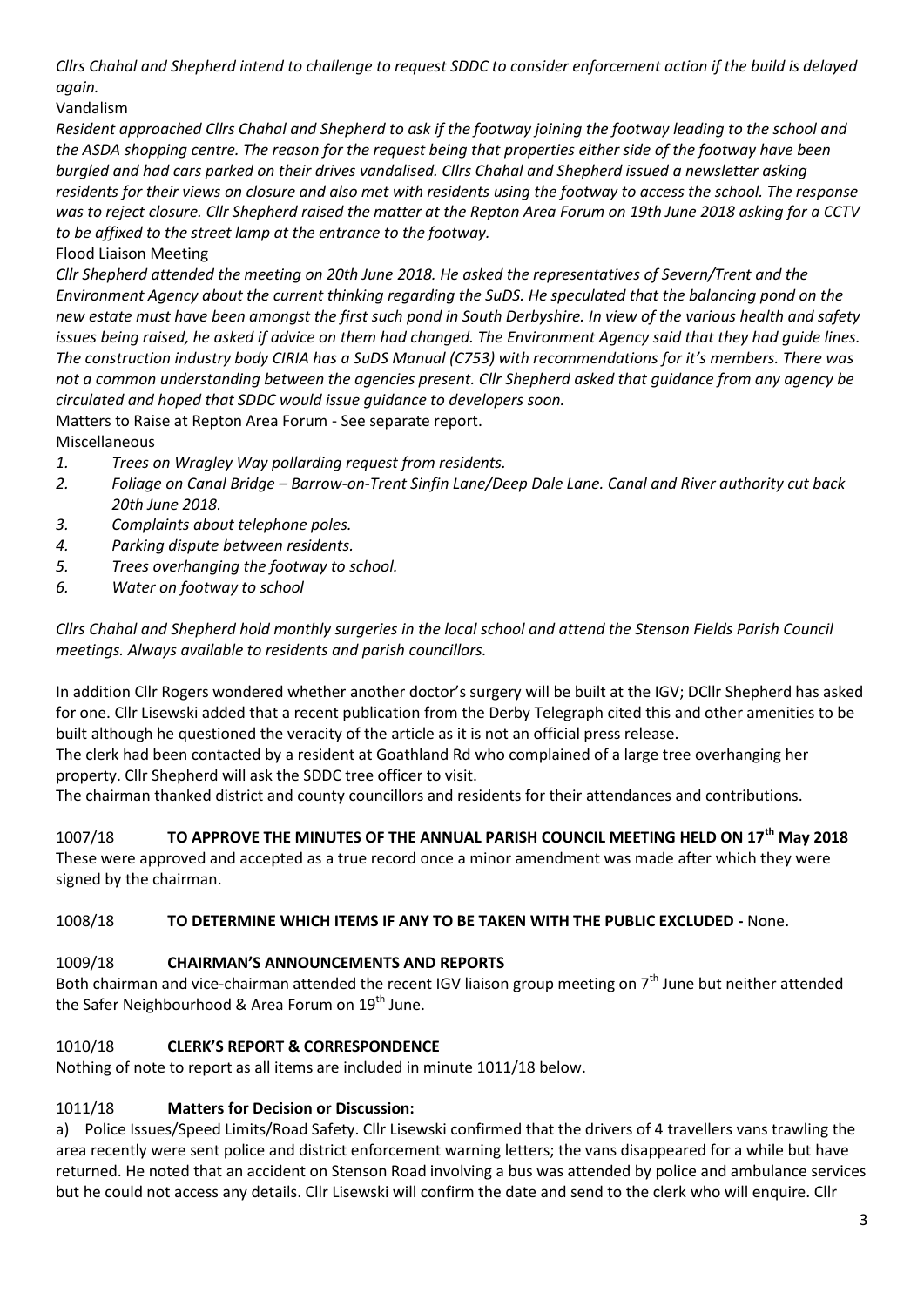*Cllrs Chahal and Shepherd intend to challenge to request SDDC to consider enforcement action if the build is delayed again.*

Vandalism

*Resident approached Cllrs Chahal and Shepherd to ask if the footway joining the footway leading to the school and the ASDA shopping centre. The reason for the request being that properties either side of the footway have been burgled and had cars parked on their drives vandalised. Cllrs Chahal and Shepherd issued a newsletter asking residents for their views on closure and also met with residents using the footway to access the school. The response was to reject closure. Cllr Shepherd raised the matter at the Repton Area Forum on 19th June 2018 asking for a CCTV to be affixed to the street lamp at the entrance to the footway.*

Flood Liaison Meeting

*Cllr Shepherd attended the meeting on 20th June 2018. He asked the representatives of Severn/Trent and the Environment Agency about the current thinking regarding the SuDS. He speculated that the balancing pond on the new estate must have been amongst the first such pond in South Derbyshire. In view of the various health and safety issues being raised, he asked if advice on them had changed. The Environment Agency said that they had guide lines. The construction industry body CIRIA has a SuDS Manual (C753) with recommendations for it's members. There was not a common understanding between the agencies present. Cllr Shepherd asked that guidance from any agency be circulated and hoped that SDDC would issue guidance to developers soon.*

Matters to Raise at Repton Area Forum - See separate report.

Miscellaneous

1. *Trees on Wragley Way pollarding request from residents.*
2. *Foliage on Canal Bridge – Barrow-on-Trent Sinfin Lane/Deep Dale Lane. Canal and River authority cut back 20th June 2018.*
3. *Complaints about telephone poles.*
4. *Parking dispute between residents.*
5. *Trees overhanging the footway to school.*
6. *Water on footway to school*

*Cllrs Chahal and Shepherd hold monthly surgeries in the local school and attend the Stenson Fields Parish Council meetings. Always available to residents and parish councillors.*

In addition Cllr Rogers wondered whether another doctor's surgery will be built at the IGV; DCllr Shepherd has asked for one. Cllr Lisewski added that a recent publication from the Derby Telegraph cited this and other amenities to be built although he questioned the veracity of the article as it is not an official press release.

The clerk had been contacted by a resident at Goathland Rd who complained of a large tree overhanging her property. Cllr Shepherd will ask the SDDC tree officer to visit.

The chairman thanked district and county councillors and residents for their attendances and contributions.

### 1007/18 TO APPROVE THE MINUTES OF THE ANNUAL PARISH COUNCIL MEETING HELD ON 17th May 2018

These were approved and accepted as a true record once a minor amendment was made after which they were signed by the chairman.

### 1008/18 TO DETERMINE WHICH ITEMS IF ANY TO BE TAKEN WITH THE PUBLIC EXCLUDED - None.

### 1009/18 CHAIRMAN'S ANNOUNCEMENTS AND REPORTS

Both chairman and vice-chairman attended the recent IGV liaison group meeting on 7th June but neither attended the Safer Neighbourhood & Area Forum on 19th June.

### 1010/18 CLERK'S REPORT & CORRESPONDENCE

Nothing of note to report as all items are included in minute 1011/18 below.

### 1011/18 Matters for Decision or Discussion:

a) Police Issues/Speed Limits/Road Safety. Cllr Lisewski confirmed that the drivers of 4 travellers vans trawling the area recently were sent police and district enforcement warning letters; the vans disappeared for a while but have returned. He noted that an accident on Stenson Road involving a bus was attended by police and ambulance services but he could not access any details. Cllr Lisewski will confirm the date and send to the clerk who will enquire. Cllr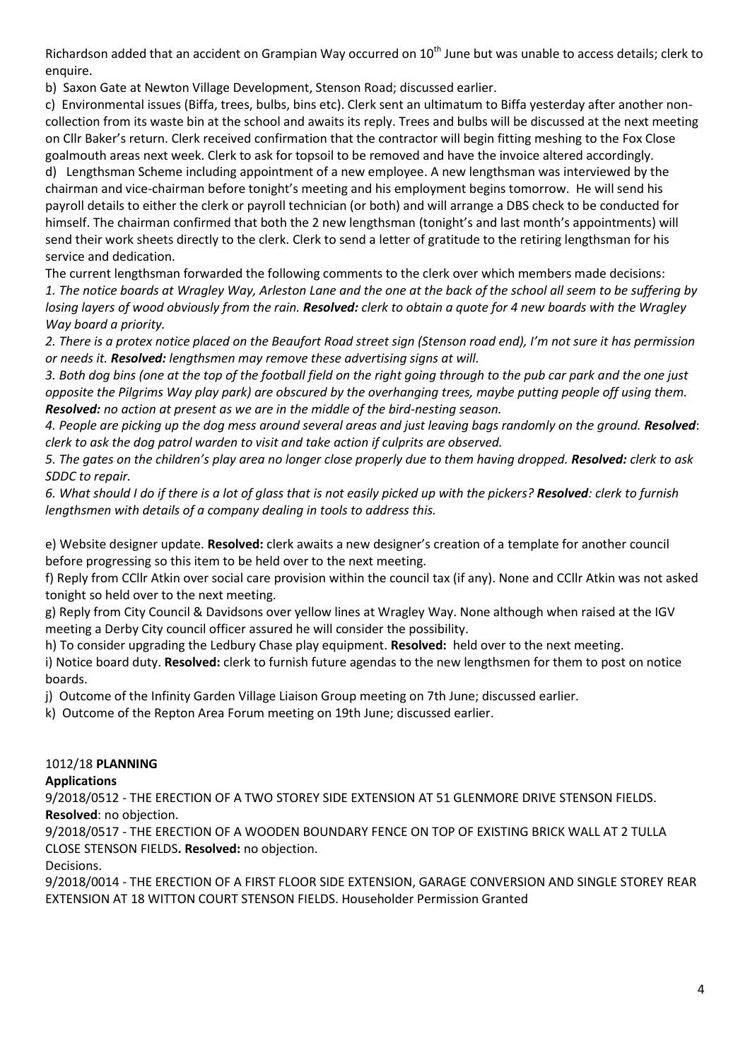Richardson added that an accident on Grampian Way occurred on 10th June but was unable to access details; clerk to enquire.

b) Saxon Gate at Newton Village Development, Stenson Road; discussed earlier.

c) Environmental issues (Biffa, trees, bulbs, bins etc). Clerk sent an ultimatum to Biffa yesterday after another non-collection from its waste bin at the school and awaits its reply. Trees and bulbs will be discussed at the next meeting on Cllr Baker's return. Clerk received confirmation that the contractor will begin fitting meshing to the Fox Close goalmouth areas next week. Clerk to ask for topsoil to be removed and have the invoice altered accordingly.

d) Lengthsman Scheme including appointment of a new employee. A new lengthsman was interviewed by the chairman and vice-chairman before tonight's meeting and his employment begins tomorrow. He will send his payroll details to either the clerk or payroll technician (or both) and will arrange a DBS check to be conducted for himself. The chairman confirmed that both the 2 new lengthsman (tonight's and last month's appointments) will send their work sheets directly to the clerk. Clerk to send a letter of gratitude to the retiring lengthsman for his service and dedication.

The current lengthsman forwarded the following comments to the clerk over which members made decisions:

*1. The notice boards at Wragley Way, Arleston Lane and the one at the back of the school all seem to be suffering by losing layers of wood obviously from the rain.* ***Resolved:*** *clerk to obtain a quote for 4 new boards with the Wragley Way board a priority.*

*2. There is a protex notice placed on the Beaufort Road street sign (Stenson road end), I'm not sure it has permission or needs it.* ***Resolved:*** *lengthsmen may remove these advertising signs at will.*

*3. Both dog bins (one at the top of the football field on the right going through to the pub car park and the one just opposite the Pilgrims Way play park) are obscured by the overhanging trees, maybe putting people off using them.* ***Resolved:*** *no action at present as we are in the middle of the bird-nesting season.*

*4. People are picking up the dog mess around several areas and just leaving bags randomly on the ground.* ***Resolved****: clerk to ask the dog patrol warden to visit and take action if culprits are observed.*

*5. The gates on the children's play area no longer close properly due to them having dropped.* ***Resolved:*** *clerk to ask SDDC to repair.*

*6. What should I do if there is a lot of glass that is not easily picked up with the pickers?* ***Resolved****: clerk to furnish lengthsmen with details of a company dealing in tools to address this.*

e) Website designer update. **Resolved:** clerk awaits a new designer's creation of a template for another council before progressing so this item to be held over to the next meeting.

f) Reply from CCllr Atkin over social care provision within the council tax (if any). None and CCllr Atkin was not asked tonight so held over to the next meeting.

g) Reply from City Council & Davidsons over yellow lines at Wragley Way. None although when raised at the IGV meeting a Derby City council officer assured he will consider the possibility.

h) To consider upgrading the Ledbury Chase play equipment. **Resolved:** held over to the next meeting.

i) Notice board duty. **Resolved:** clerk to furnish future agendas to the new lengthsmen for them to post on notice boards.

j) Outcome of the Infinity Garden Village Liaison Group meeting on 7th June; discussed earlier.

k) Outcome of the Repton Area Forum meeting on 19th June; discussed earlier.

1012/18 **PLANNING**

**Applications**

9/2018/0512 - THE ERECTION OF A TWO STOREY SIDE EXTENSION AT 51 GLENMORE DRIVE STENSON FIELDS. **Resolved**: no objection.

9/2018/0517 - THE ERECTION OF A WOODEN BOUNDARY FENCE ON TOP OF EXISTING BRICK WALL AT 2 TULLA CLOSE STENSON FIELDS**. Resolved:** no objection.

Decisions.

9/2018/0014 - THE ERECTION OF A FIRST FLOOR SIDE EXTENSION, GARAGE CONVERSION AND SINGLE STOREY REAR EXTENSION AT 18 WITTON COURT STENSON FIELDS. Householder Permission Granted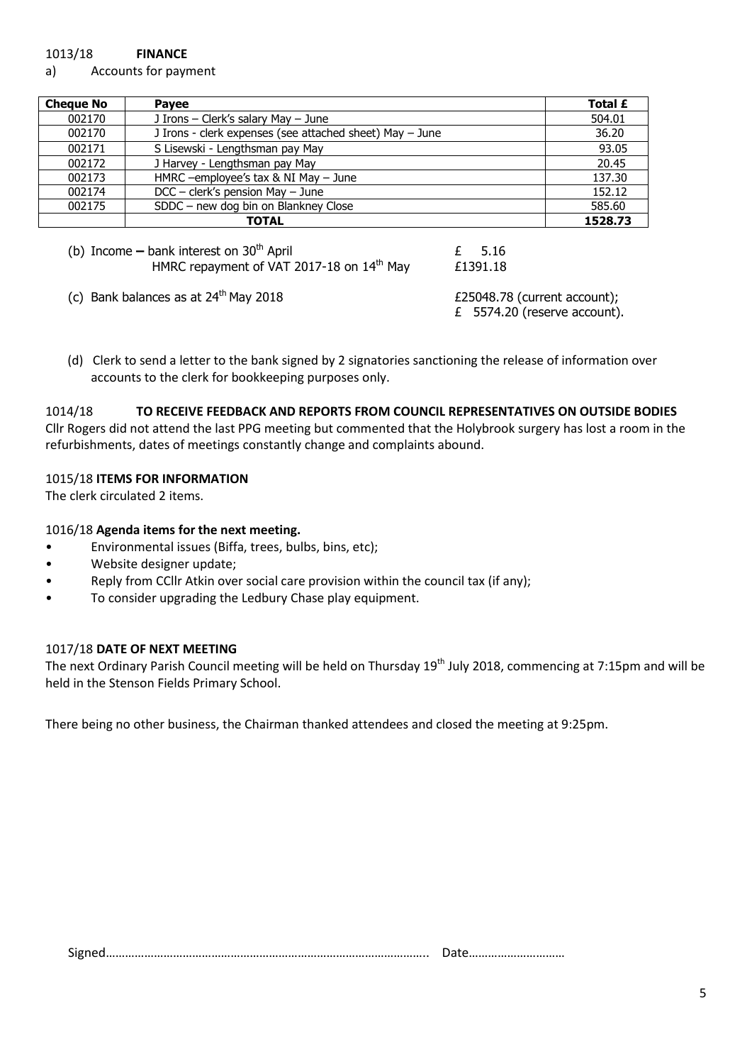1013/18 **FINANCE**

a) Accounts for payment

| Cheque No | Payee | Total £ |
|---|---|---|
| 002170 | J Irons – Clerk's salary May – June | 504.01 |
| 002170 | J Irons - clerk expenses (see attached sheet) May – June | 36.20 |
| 002171 | S Lisewski - Lengthsman pay May | 93.05 |
| 002172 | J Harvey - Lengthsman pay May | 20.45 |
| 002173 | HMRC –employee's tax & NI May – June | 137.30 |
| 002174 | DCC – clerk's pension May – June | 152.12 |
| 002175 | SDDC – new dog bin on Blankney Close | 585.60 |
| | **TOTAL** | **1528.73** |

(b) Income **–** bank interest on 30th April £ 5.16
HMRC repayment of VAT 2017-18 on 14th May £1391.18

(c) Bank balances as at 24th May 2018 £25048.78 (current account);
£ 5574.20 (reserve account).

(d) Clerk to send a letter to the bank signed by 2 signatories sanctioning the release of information over accounts to the clerk for bookkeeping purposes only.

1014/18 **TO RECEIVE FEEDBACK AND REPORTS FROM COUNCIL REPRESENTATIVES ON OUTSIDE BODIES**

Cllr Rogers did not attend the last PPG meeting but commented that the Holybrook surgery has lost a room in the refurbishments, dates of meetings constantly change and complaints abound.

1015/18 **ITEMS FOR INFORMATION**

The clerk circulated 2 items.

1016/18 **Agenda items for the next meeting.**

- Environmental issues (Biffa, trees, bulbs, bins, etc);
- Website designer update;
- Reply from CCllr Atkin over social care provision within the council tax (if any);
- To consider upgrading the Ledbury Chase play equipment.

1017/18 **DATE OF NEXT MEETING**

The next Ordinary Parish Council meeting will be held on Thursday 19th July 2018, commencing at 7:15pm and will be held in the Stenson Fields Primary School.

There being no other business, the Chairman thanked attendees and closed the meeting at 9:25pm.

Signed………………………………………………………………………………….. Date…………………………